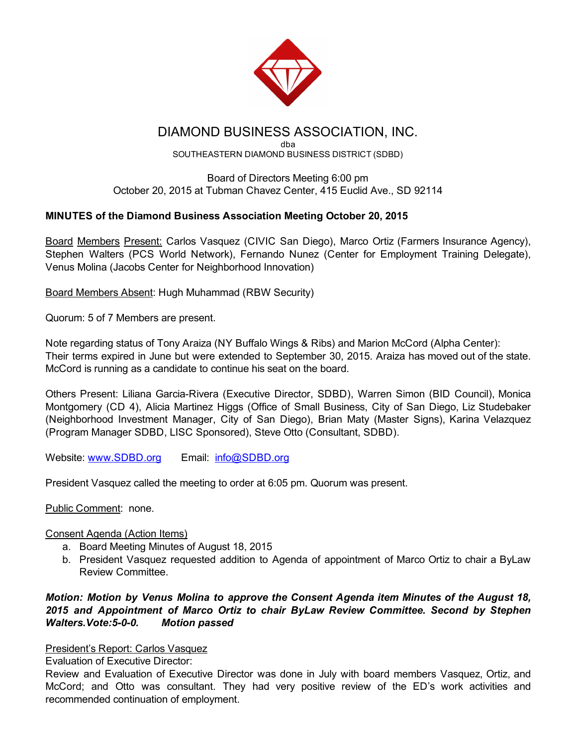# DIAMOND BUSINESS ASSOCIATION, INC.

dba

SOUTHEASTERN DIAMOND BUSINESS DISTRICT (SDBD)

Board of Directors Meeting 6:00 pm

October 20, 2015 at Tubman Chavez Center, 415 Euclid Ave., SD 92114

**MINUTES of the Diamond Business Association Meeting October 20, 2015**

Board Members Present: Carlos Vasquez (CIVIC San Diego), Marco Ortiz (Farmers Insurance Agency), Stephen Walters (PCS World Network), Fernando Nunez (Center for Employment Training Delegate), Venus Molina (Jacobs Center for Neighborhood Innovation)

Board Members Absent: Hugh Muhammad (RBW Security)

Quorum: 5 of 7 Members are present.

Note regarding status of Tony Araiza (NY Buffalo Wings & Ribs) and Marion McCord (Alpha Center): Their terms expired in June but were extended to September 30, 2015. Araiza has moved out of the state. McCord is running as a candidate to continue his seat on the board.

Others Present: Liliana Garcia-Rivera (Executive Director, SDBD), Warren Simon (BID Council), Monica Montgomery (CD 4), Alicia Martinez Higgs (Office of Small Business, City of San Diego, Liz Studebaker (Neighborhood Investment Manager, City of San Diego), Brian Maty (Master Signs), Karina Velazquez (Program Manager SDBD, LISC Sponsored), Steve Otto (Consultant, SDBD).

Website: www.SDBD.org Email: info@SDBD.org

President Vasquez called the meeting to order at 6:05 pm. Quorum was present.

Public Comment: none.

Consent Agenda (Action Items)

a. Board Meeting Minutes of August 18, 2015
b. President Vasquez requested addition to Agenda of appointment of Marco Ortiz to chair a ByLaw Review Committee.

***Motion: Motion by Venus Molina to approve the Consent Agenda item Minutes of the August 18, 2015 and Appointment of Marco Ortiz to chair ByLaw Review Committee. Second by Stephen Walters.Vote:5-0-0. Motion passed***

President's Report: Carlos Vasquez

Evaluation of Executive Director:

Review and Evaluation of Executive Director was done in July with board members Vasquez, Ortiz, and McCord; and Otto was consultant. They had very positive review of the ED's work activities and recommended continuation of employment.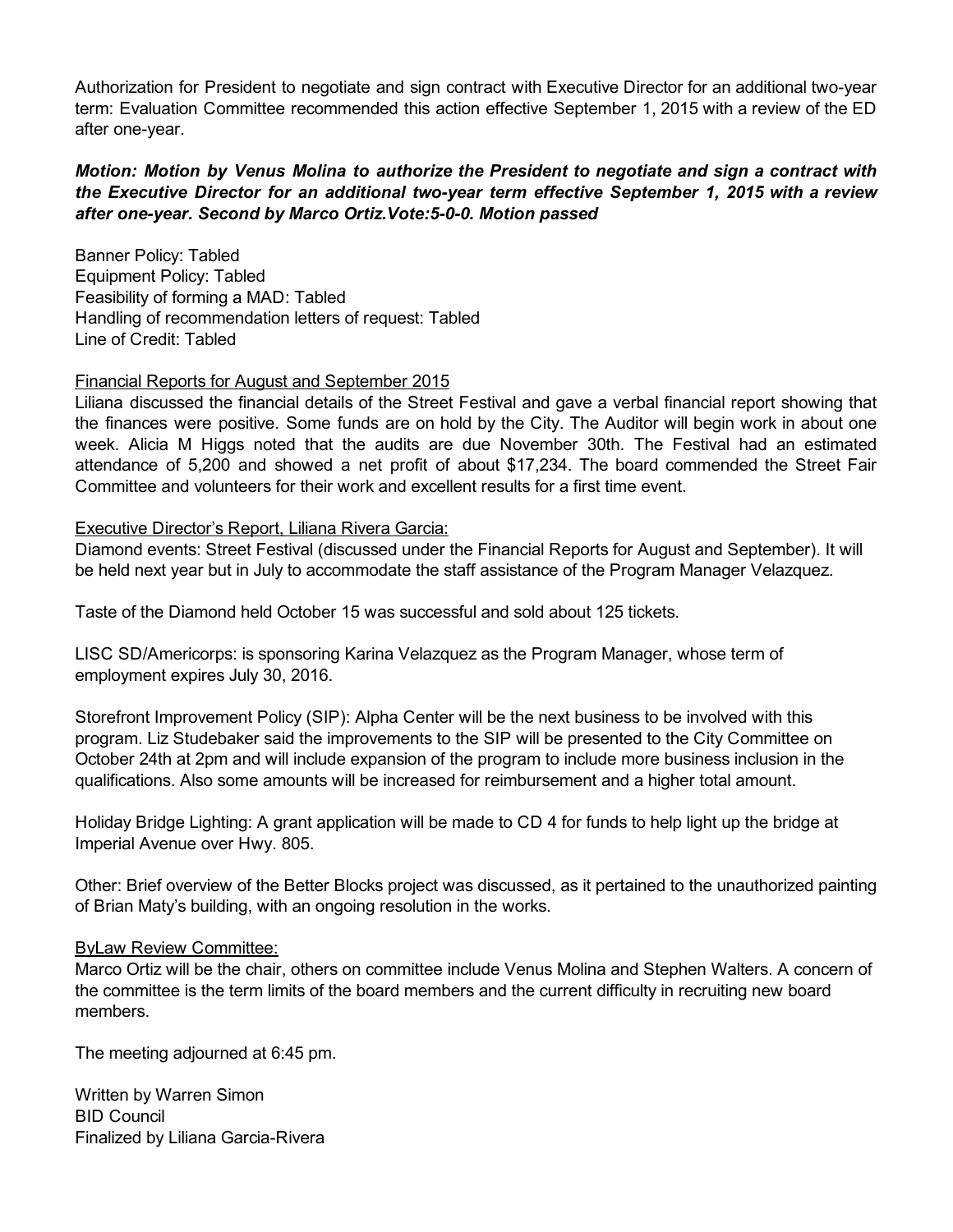Authorization for President to negotiate and sign contract with Executive Director for an additional two-year term: Evaluation Committee recommended this action effective September 1, 2015 with a review of the ED after one-year.

***Motion: Motion by Venus Molina to authorize the President to negotiate and sign a contract with the Executive Director for an additional two-year term effective September 1, 2015 with a review after one-year. Second by Marco Ortiz.Vote:5-0-0. Motion passed***

Banner Policy: Tabled
Equipment Policy: Tabled
Feasibility of forming a MAD: Tabled
Handling of recommendation letters of request: Tabled
Line of Credit: Tabled

<u>Financial Reports for August and September 2015</u>
Liliana discussed the financial details of the Street Festival and gave a verbal financial report showing that the finances were positive. Some funds are on hold by the City. The Auditor will begin work in about one week. Alicia M Higgs noted that the audits are due November 30th. The Festival had an estimated attendance of 5,200 and showed a net profit of about $17,234. The board commended the Street Fair Committee and volunteers for their work and excellent results for a first time event.

<u>Executive Director's Report, Liliana Rivera Garcia:</u>
Diamond events: Street Festival (discussed under the Financial Reports for August and September). It will be held next year but in July to accommodate the staff assistance of the Program Manager Velazquez.

Taste of the Diamond held October 15 was successful and sold about 125 tickets.

LISC SD/Americorps: is sponsoring Karina Velazquez as the Program Manager, whose term of employment expires July 30, 2016.

Storefront Improvement Policy (SIP): Alpha Center will be the next business to be involved with this program. Liz Studebaker said the improvements to the SIP will be presented to the City Committee on October 24th at 2pm and will include expansion of the program to include more business inclusion in the qualifications. Also some amounts will be increased for reimbursement and a higher total amount.

Holiday Bridge Lighting: A grant application will be made to CD 4 for funds to help light up the bridge at Imperial Avenue over Hwy. 805.

Other: Brief overview of the Better Blocks project was discussed, as it pertained to the unauthorized painting of Brian Maty's building, with an ongoing resolution in the works.

<u>ByLaw Review Committee:</u>
Marco Ortiz will be the chair, others on committee include Venus Molina and Stephen Walters. A concern of the committee is the term limits of the board members and the current difficulty in recruiting new board members.

The meeting adjourned at 6:45 pm.

Written by Warren Simon
BID Council
Finalized by Liliana Garcia-Rivera